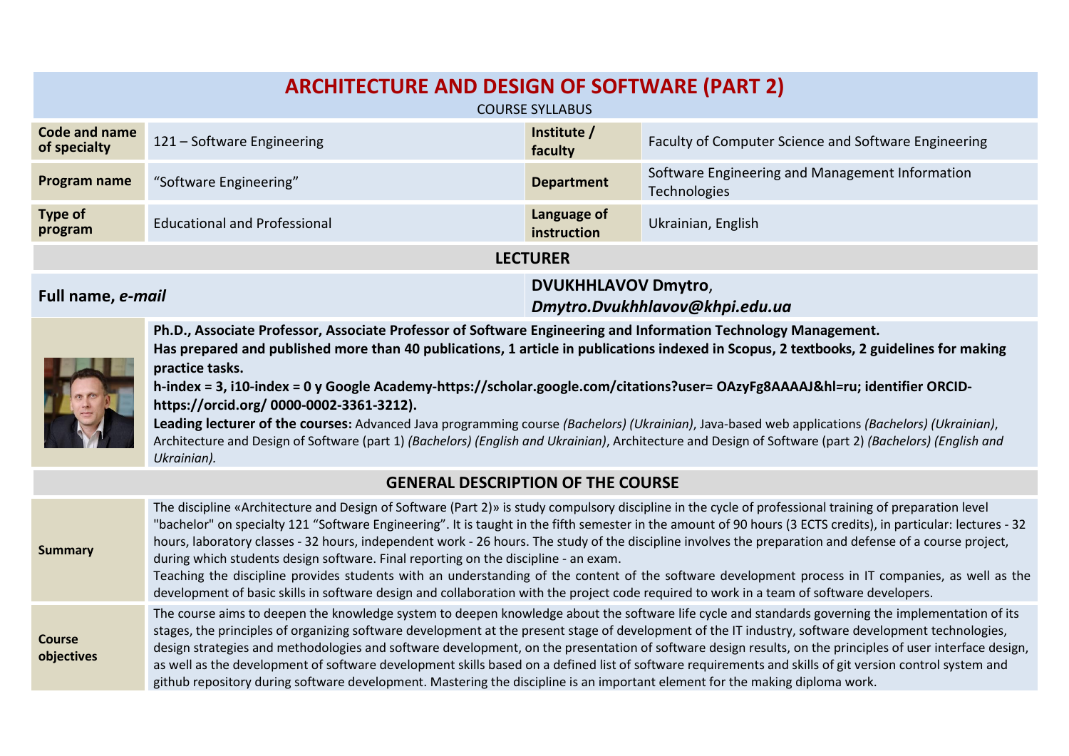# ARCHITECTURE AND DESIGN OF SOFTWARE (PART 2)

COURSE SYLLABUS

| | | | |
|---|---|---|---|
| **Code and name of specialty** | 121 – Software Engineering | **Institute / faculty** | Faculty of Computer Science and Software Engineering |
| **Program name** | "Software Engineering" | **Department** | Software Engineering and Management Information Technologies |
| **Type of program** | Educational and Professional | **Language of instruction** | Ukrainian, English |

## LECTURER

**Full name, *e-mail*** — **DVUKHHLAVOV Dmytro**, ***Dmytro.Dvukhhlavov@khpi.edu.ua***

**Ph.D., Associate Professor, Associate Professor of Software Engineering and Information Technology Management.**
**Has prepared and published more than 40 publications, 1 article in publications indexed in Scopus, 2 textbooks, 2 guidelines for making practice tasks.**
**h-index = 3, i10-index = 0 у Google Academy-https://scholar.google.com/citations?user= OAzyFg8AAAAJ&hl=ru; identifier ORCID-https://orcid.org/ 0000-0002-3361-3212).**
**Leading lecturer of the courses:** Advanced Java programming course *(Bachelors) (Ukrainian)*, Java-based web applications *(Bachelors) (Ukrainian)*, Architecture and Design of Software (part 1) *(Bachelors) (English and Ukrainian)*, Architecture and Design of Software (part 2) *(Bachelors) (English and Ukrainian).*

## GENERAL DESCRIPTION OF THE COURSE

| | |
|---|---|
| **Summary** | The discipline «Architecture and Design of Software (Part 2)» is study compulsory discipline in the cycle of professional training of preparation level "bachelor" on specialty 121 "Software Engineering". It is taught in the fifth semester in the amount of 90 hours (3 ECTS credits), in particular: lectures - 32 hours, laboratory classes - 32 hours, independent work - 26 hours. The study of the discipline involves the preparation and defense of a course project, during which students design software. Final reporting on the discipline - an exam.<br>Teaching the discipline provides students with an understanding of the content of the software development process in IT companies, as well as the development of basic skills in software design and collaboration with the project code required to work in a team of software developers. |
| **Course objectives** | The course aims to deepen the knowledge system to deepen knowledge about the software life cycle and standards governing the implementation of its stages, the principles of organizing software development at the present stage of development of the IT industry, software development technologies, design strategies and methodologies and software development, on the presentation of software design results, on the principles of user interface design, as well as the development of software development skills based on a defined list of software requirements and skills of git version control system and github repository during software development. Mastering the discipline is an important element for the making diploma work. |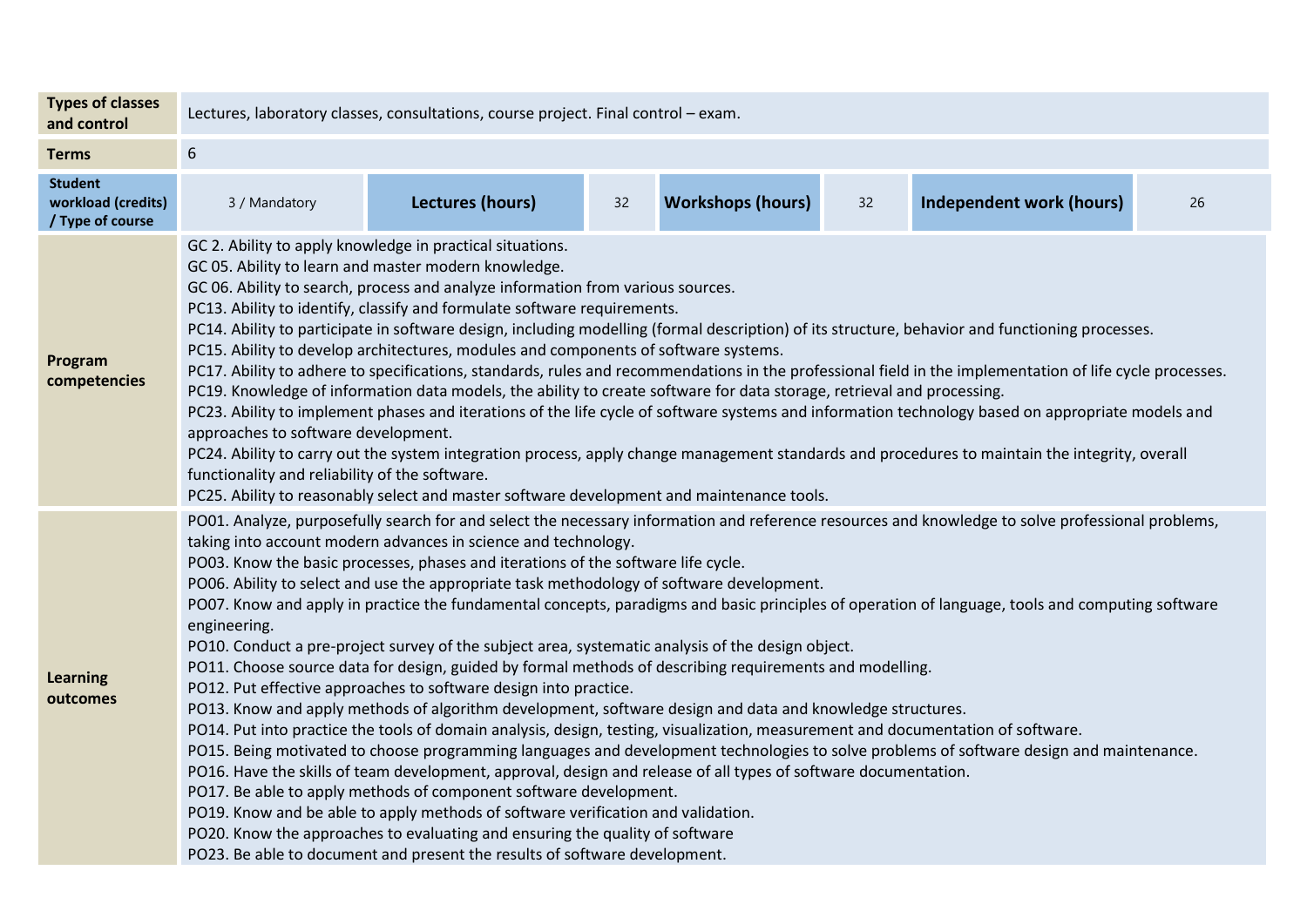| **Types of classes and control** | Lectures, laboratory classes, consultations, course project. Final control – exam. | | | | | |
|---|---|---|---|---|---|---|
| **Terms** | 6 | | | | | |
| **Student workload (credits) / Type of course** | 3 / Mandatory | **Lectures (hours)** | 32 | **Workshops (hours)** | 32 | **Independent work (hours)** | 26 |
| **Program competencies** | GC 2. Ability to apply knowledge in practical situations.<br>GC 05. Ability to learn and master modern knowledge.<br>GC 06. Ability to search, process and analyze information from various sources.<br>PC13. Ability to identify, classify and formulate software requirements.<br>PC14. Ability to participate in software design, including modelling (formal description) of its structure, behavior and functioning processes.<br>PC15. Ability to develop architectures, modules and components of software systems.<br>PC17. Ability to adhere to specifications, standards, rules and recommendations in the professional field in the implementation of life cycle processes.<br>PC19. Knowledge of information data models, the ability to create software for data storage, retrieval and processing.<br>PC23. Ability to implement phases and iterations of the life cycle of software systems and information technology based on appropriate models and approaches to software development.<br>PC24. Ability to carry out the system integration process, apply change management standards and procedures to maintain the integrity, overall functionality and reliability of the software.<br>PC25. Ability to reasonably select and master software development and maintenance tools. | | | | | | |
| **Learning outcomes** | PO01. Analyze, purposefully search for and select the necessary information and reference resources and knowledge to solve professional problems, taking into account modern advances in science and technology.<br>PO03. Know the basic processes, phases and iterations of the software life cycle.<br>PO06. Ability to select and use the appropriate task methodology of software development.<br>PO07. Know and apply in practice the fundamental concepts, paradigms and basic principles of operation of language, tools and computing software engineering.<br>PO10. Conduct a pre-project survey of the subject area, systematic analysis of the design object.<br>PO11. Choose source data for design, guided by formal methods of describing requirements and modelling.<br>PO12. Put effective approaches to software design into practice.<br>PO13. Know and apply methods of algorithm development, software design and data and knowledge structures.<br>PO14. Put into practice the tools of domain analysis, design, testing, visualization, measurement and documentation of software.<br>PO15. Being motivated to choose programming languages and development technologies to solve problems of software design and maintenance.<br>PO16. Have the skills of team development, approval, design and release of all types of software documentation.<br>PO17. Be able to apply methods of component software development.<br>PO19. Know and be able to apply methods of software verification and validation.<br>PO20. Know the approaches to evaluating and ensuring the quality of software<br>PO23. Be able to document and present the results of software development. | | | | | | |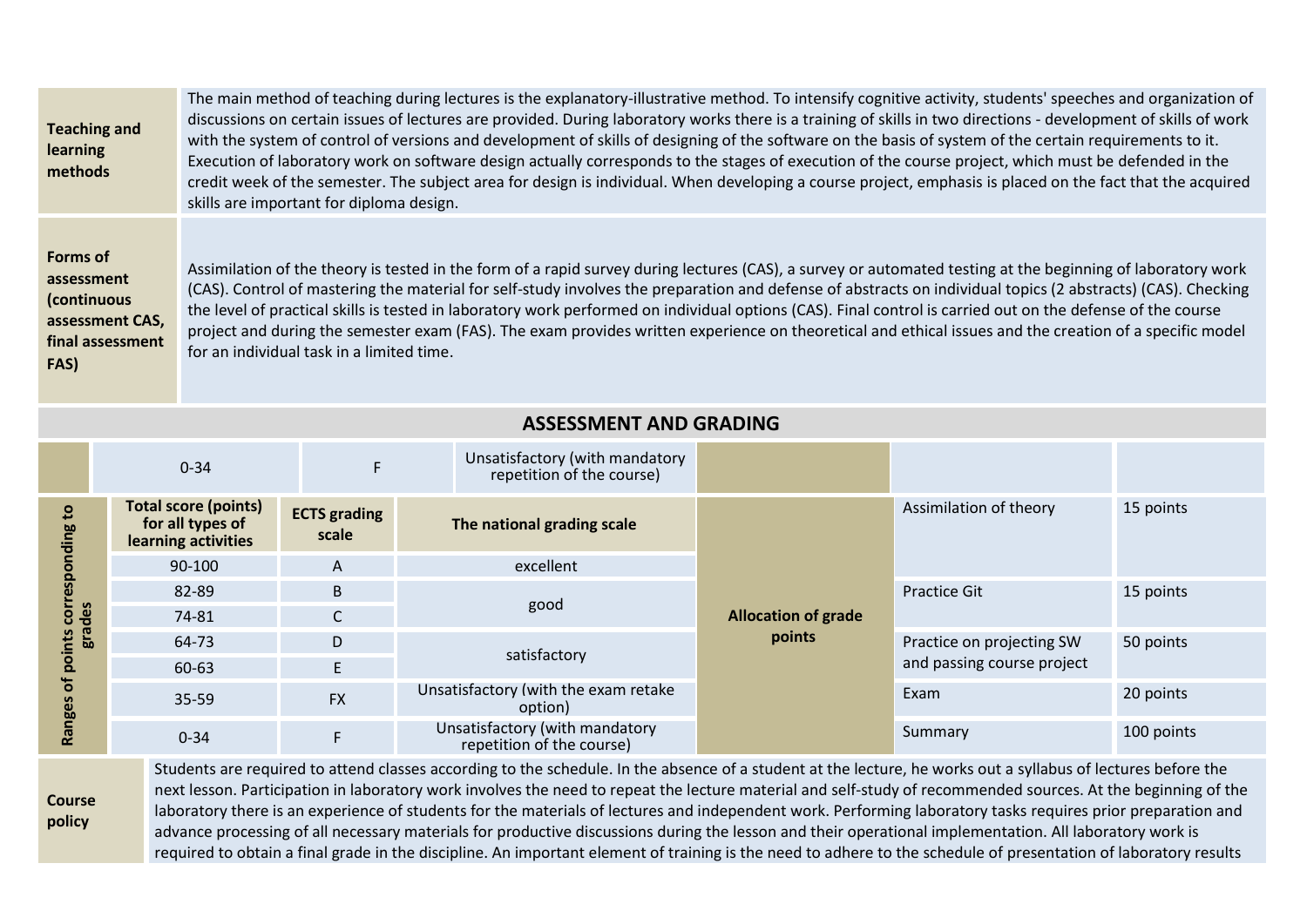| | |
|---|---|
| **Teaching and learning methods** | The main method of teaching during lectures is the explanatory-illustrative method. To intensify cognitive activity, students' speeches and organization of discussions on certain issues of lectures are provided. During laboratory works there is a training of skills in two directions - development of skills of work with the system of control of versions and development of skills of designing of the software on the basis of system of the certain requirements to it. Execution of laboratory work on software design actually corresponds to the stages of execution of the course project, which must be defended in the credit week of the semester. The subject area for design is individual. When developing a course project, emphasis is placed on the fact that the acquired skills are important for diploma design. |
| **Forms of assessment (continuous assessment CAS, final assessment FAS)** | Assimilation of the theory is tested in the form of a rapid survey during lectures (CAS), a survey or automated testing at the beginning of laboratory work (CAS). Control of mastering the material for self-study involves the preparation and defense of abstracts on individual topics (2 abstracts) (CAS). Checking the level of practical skills is tested in laboratory work performed on individual options (CAS). Final control is carried out on the defense of the course project and during the semester exam (FAS). The exam provides written experience on theoretical and ethical issues and the creation of a specific model for an individual task in a limited time. |

## ASSESSMENT AND GRADING

| | 0-34 | F | Unsatisfactory (with mandatory repetition of the course) | | | |
|---|---|---|---|---|---|---|

| Ranges of points corresponding to grades | Total score (points) for all types of learning activities | ECTS grading scale | The national grading scale | Allocation of grade points | | |
|---|---|---|---|---|---|---|
| | 90-100 | A | excellent | | Assimilation of theory | 15 points |
| | 82-89 | B | good | | Practice Git | 15 points |
| | 74-81 | C | | | | |
| | 64-73 | D | satisfactory | | Practice on projecting SW and passing course project | 50 points |
| | 60-63 | E | | | | |
| | 35-59 | FX | Unsatisfactory (with the exam retake option) | | Exam | 20 points |
| | 0-34 | F | Unsatisfactory (with mandatory repetition of the course) | | Summary | 100 points |

| | |
|---|---|
| **Course policy** | Students are required to attend classes according to the schedule. In the absence of a student at the lecture, he works out a syllabus of lectures before the next lesson. Participation in laboratory work involves the need to repeat the lecture material and self-study of recommended sources. At the beginning of the laboratory there is an experience of students for the materials of lectures and independent work. Performing laboratory tasks requires prior preparation and advance processing of all necessary materials for productive discussions during the lesson and their operational implementation. All laboratory work is required to obtain a final grade in the discipline. An important element of training is the need to adhere to the schedule of presentation of laboratory results |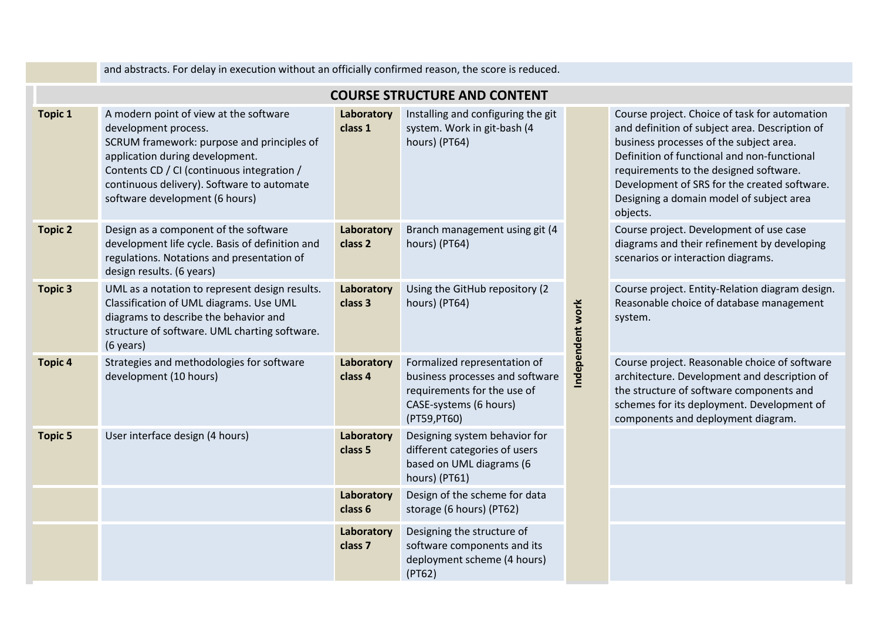| | and abstracts. For delay in execution without an officially confirmed reason, the score is reduced. |
|---|---|

## COURSE STRUCTURE AND CONTENT

| | | | | | |
|---|---|---|---|---|---|
| **Topic 1** | A modern point of view at the software development process. SCRUM framework: purpose and principles of application during development. Contents CD / CI (continuous integration / continuous delivery). Software to automate software development (6 hours) | **Laboratory class 1** | Installing and configuring the git system. Work in git-bash (4 hours) (PT64) | **Independent work** | Course project. Choice of task for automation and definition of subject area. Description of business processes of the subject area. Definition of functional and non-functional requirements to the designed software. Development of SRS for the created software. Designing a domain model of subject area objects. |
| **Topic 2** | Design as a component of the software development life cycle. Basis of definition and regulations. Notations and presentation of design results. (6 years) | **Laboratory class 2** | Branch management using git (4 hours) (PT64) | | Course project. Development of use case diagrams and their refinement by developing scenarios or interaction diagrams. |
| **Topic 3** | UML as a notation to represent design results. Classification of UML diagrams. Use UML diagrams to describe the behavior and structure of software. UML charting software. (6 years) | **Laboratory class 3** | Using the GitHub repository (2 hours) (PT64) | | Course project. Entity-Relation diagram design. Reasonable choice of database management system. |
| **Topic 4** | Strategies and methodologies for software development (10 hours) | **Laboratory class 4** | Formalized representation of business processes and software requirements for the use of CASE-systems (6 hours) (PT59,PT60) | | Course project. Reasonable choice of software architecture. Development and description of the structure of software components and schemes for its deployment. Development of components and deployment diagram. |
| **Topic 5** | User interface design (4 hours) | **Laboratory class 5** | Designing system behavior for different categories of users based on UML diagrams (6 hours) (PT61) | | |
| | | **Laboratory class 6** | Design of the scheme for data storage (6 hours) (PT62) | | |
| | | **Laboratory class 7** | Designing the structure of software components and its deployment scheme (4 hours) (PT62) | | |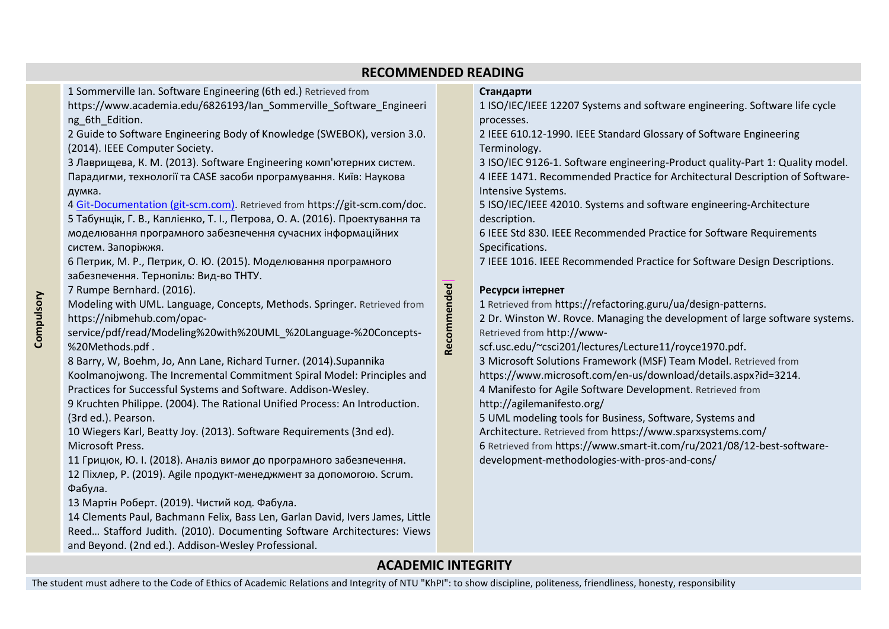## RECOMMENDED READING

### Compulsory

1 Sommerville Ian. Software Engineering (6th ed.) Retrieved from https://www.academia.edu/6826193/Ian_Sommerville_Software_Engineering_6th_Edition.
2 Guide to Software Engineering Body of Knowledge (SWEBOK), version 3.0. (2014). IEEE Computer Society.
3 Лаврищева, К. М. (2013). Software Engineering комп'ютерних систем. Парадигми, технології та CASE засоби програмування. Київ: Наукова думка.
4 [Git-Documentation (git-scm.com)](https://git-scm.com/doc). Retrieved from https://git-scm.com/doc.
5 Табунщік, Г. В., Каплієнко, Т. І., Петрова, О. А. (2016). Проектування та моделювання програмного забезпечення сучасних інформаційних систем. Запоріжжя.
6 Петрик, М. Р., Петрик, О. Ю. (2015). Моделювання програмного забезпечення. Тернопіль: Вид-во ТНТУ.
7 Rumpe Bernhard. (2016).
Modeling with UML. Language, Concepts, Methods. Springer. Retrieved from https://nibmehub.com/opac-service/pdf/read/Modeling%20with%20UML_%20Language-%20Concepts-%20Methods.pdf .
8 Barry, W, Boehm, Jo, Ann Lane, Richard Turner. (2014).Supannika Koolmanojwong. The Incremental Commitment Spiral Model: Principles and Practices for Successful Systems and Software. Addison-Wesley.
9 Kruchten Philippe. (2004). The Rational Unified Process: An Introduction. (3rd ed.). Pearson.
10 Wiegers Karl, Beatty Joy. (2013). Software Requirements (3nd ed). Microsoft Press.
11 Грицюк, Ю. І. (2018). Аналіз вимог до програмного забезпечення.
12 Піхлер, Р. (2019). Agile продукт-менеджмент за допомогою. Scrum. Фабула.
13 Мартін Роберт. (2019). Чистий код. Фабула.
14 Clements Paul, Bachmann Felix, Bass Len, Garlan David, Ivers James, Little Reed… Stafford Judith. (2010). Documenting Software Architectures: Views and Beyond. (2nd ed.). Addison-Wesley Professional.

### Recommended

**Стандарти**

1 ISO/IEC/IEEE 12207 Systems and software engineering. Software life cycle processes.
2 IEEE 610.12-1990. IEEE Standard Glossary of Software Engineering Terminology.
3 ISO/IEC 9126-1. Software engineering-Product quality-Part 1: Quality model.
4 IEEE 1471. Recommended Practice for Architectural Description of Software-Intensive Systems.
5 ISO/IEC/IEEE 42010. Systems and software engineering-Architecture description.
6 IEEE Std 830. IEEE Recommended Practice for Software Requirements Specifications.
7 IEEE 1016. IEEE Recommended Practice for Software Design Descriptions.

**Ресурси інтернет**

1 Retrieved from https://refactoring.guru/ua/design-patterns.
2 Dr. Winston W. Rovce. Managing the development of large software systems. Retrieved from http://www-scf.usc.edu/~csci201/lectures/Lecture11/royce1970.pdf.
3 Microsoft Solutions Framework (MSF) Team Model. Retrieved from https://www.microsoft.com/en-us/download/details.aspx?id=3214.
4 Manifesto for Agile Software Development. Retrieved from http://agilemanifesto.org/
5 UML modeling tools for Business, Software, Systems and Architecture. Retrieved from https://www.sparxsystems.com/
6 Retrieved from https://www.smart-it.com/ru/2021/08/12-best-software-development-methodologies-with-pros-and-cons/

## ACADEMIC INTEGRITY

The student must adhere to the Code of Ethics of Academic Relations and Integrity of NTU "KhPI": to show discipline, politeness, friendliness, honesty, responsibility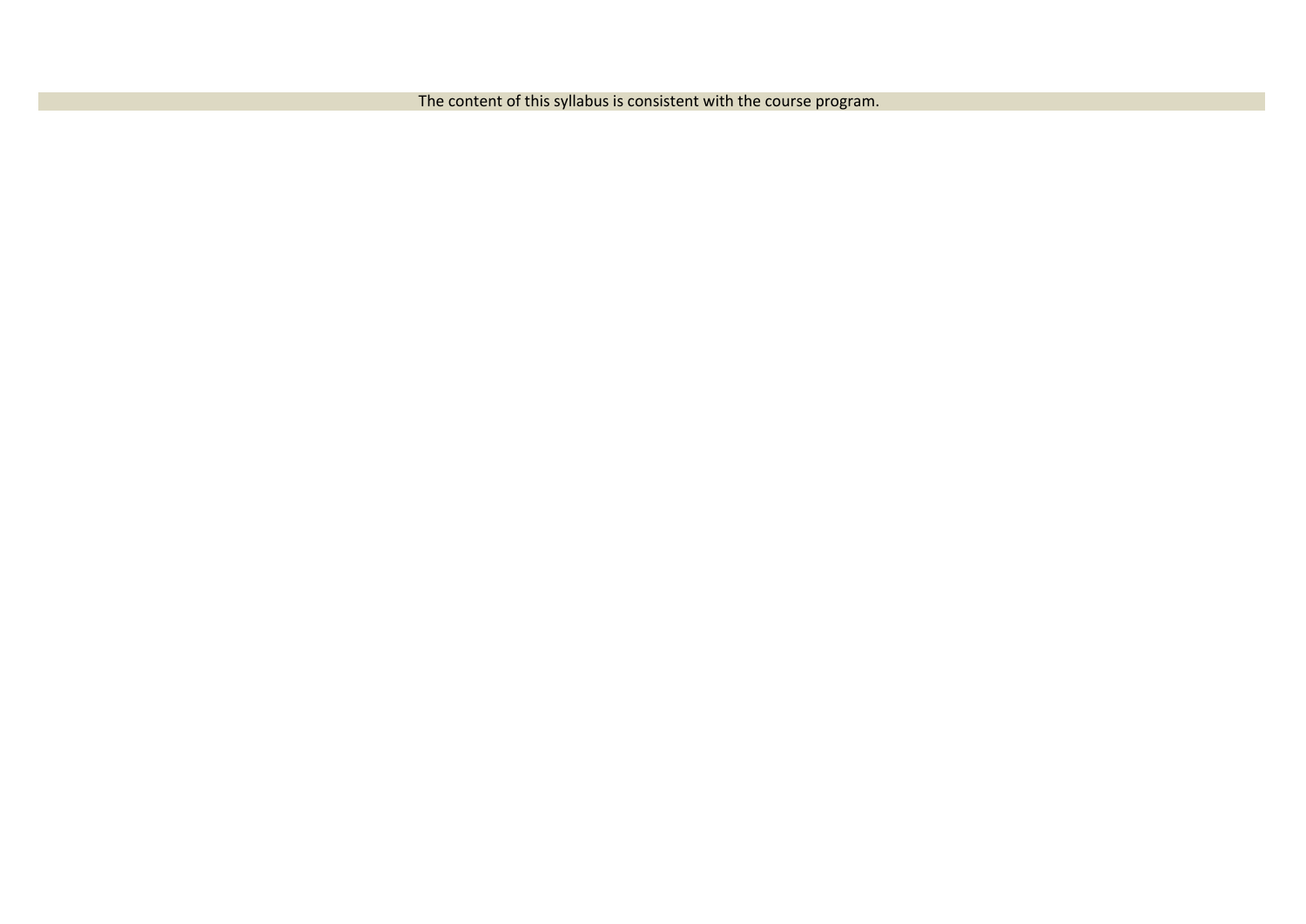The content of this syllabus is consistent with the course program.